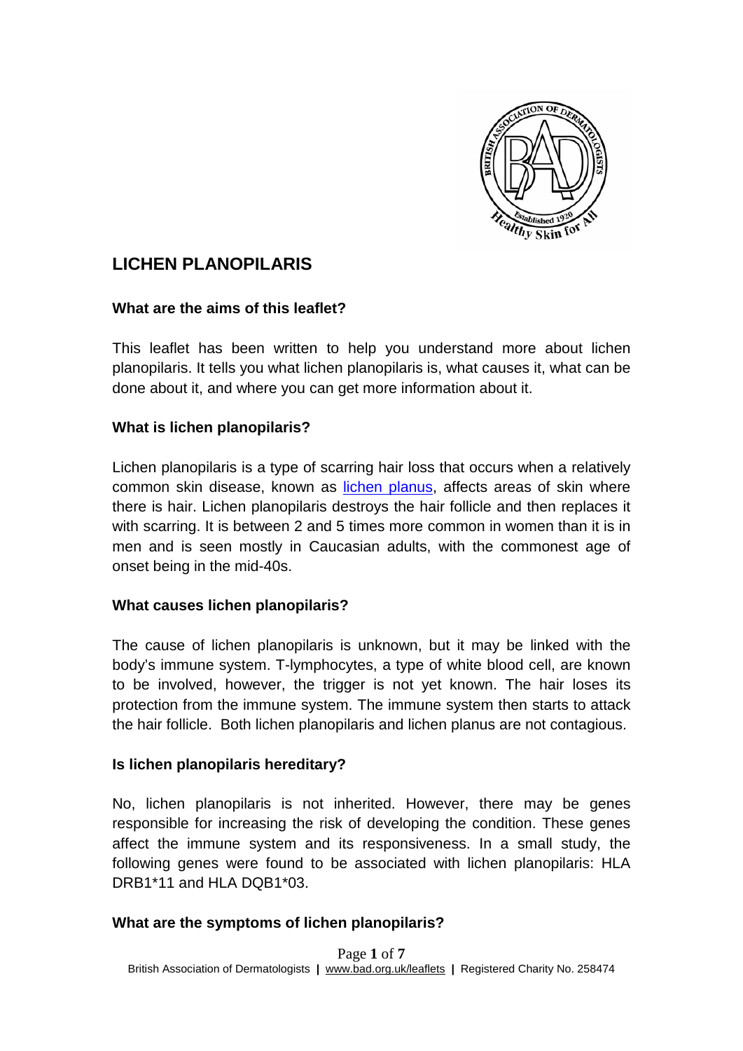# LICHEN PLANOPILARIS

## What are the aims of this leaflet?

This leaflet has been written to help you understand more about lichen planopilaris. It tells you what lichen planopilaris is, what causes it, what can be done about it, and where you can get more information about it.

## What is lichen planopilaris?

Lichen planopilaris is a type of scarring hair loss that occurs when a relatively common skin disease, known as [lichen planus](), affects areas of skin where there is hair. Lichen planopilaris destroys the hair follicle and then replaces it with scarring. It is between 2 and 5 times more common in women than it is in men and is seen mostly in Caucasian adults, with the commonest age of onset being in the mid-40s.

## What causes lichen planopilaris?

The cause of lichen planopilaris is unknown, but it may be linked with the body's immune system. T-lymphocytes, a type of white blood cell, are known to be involved, however, the trigger is not yet known. The hair loses its protection from the immune system. The immune system then starts to attack the hair follicle. Both lichen planopilaris and lichen planus are not contagious.

## Is lichen planopilaris hereditary?

No, lichen planopilaris is not inherited. However, there may be genes responsible for increasing the risk of developing the condition. These genes affect the immune system and its responsiveness. In a small study, the following genes were found to be associated with lichen planopilaris: HLA DRB1*11 and HLA DQB1*03.

## What are the symptoms of lichen planopilaris?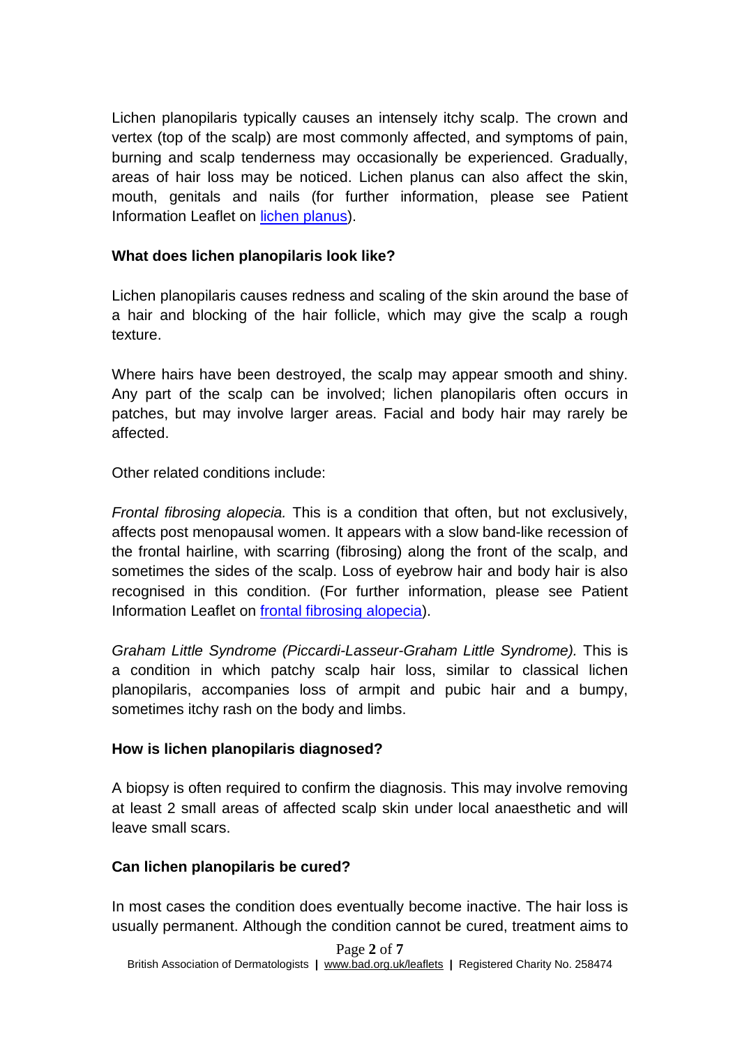Lichen planopilaris typically causes an intensely itchy scalp. The crown and vertex (top of the scalp) are most commonly affected, and symptoms of pain, burning and scalp tenderness may occasionally be experienced. Gradually, areas of hair loss may be noticed. Lichen planus can also affect the skin, mouth, genitals and nails (for further information, please see Patient Information Leaflet on [lichen planus](lichen planus)).

**What does lichen planopilaris look like?**

Lichen planopilaris causes redness and scaling of the skin around the base of a hair and blocking of the hair follicle, which may give the scalp a rough texture.

Where hairs have been destroyed, the scalp may appear smooth and shiny. Any part of the scalp can be involved; lichen planopilaris often occurs in patches, but may involve larger areas. Facial and body hair may rarely be affected.

Other related conditions include:

*Frontal fibrosing alopecia.* This is a condition that often, but not exclusively, affects post menopausal women. It appears with a slow band-like recession of the frontal hairline, with scarring (fibrosing) along the front of the scalp, and sometimes the sides of the scalp. Loss of eyebrow hair and body hair is also recognised in this condition. (For further information, please see Patient Information Leaflet on frontal fibrosing alopecia).

*Graham Little Syndrome (Piccardi-Lasseur-Graham Little Syndrome).* This is a condition in which patchy scalp hair loss, similar to classical lichen planopilaris, accompanies loss of armpit and pubic hair and a bumpy, sometimes itchy rash on the body and limbs.

**How is lichen planopilaris diagnosed?**

A biopsy is often required to confirm the diagnosis. This may involve removing at least 2 small areas of affected scalp skin under local anaesthetic and will leave small scars.

**Can lichen planopilaris be cured?**

In most cases the condition does eventually become inactive. The hair loss is usually permanent. Although the condition cannot be cured, treatment aims to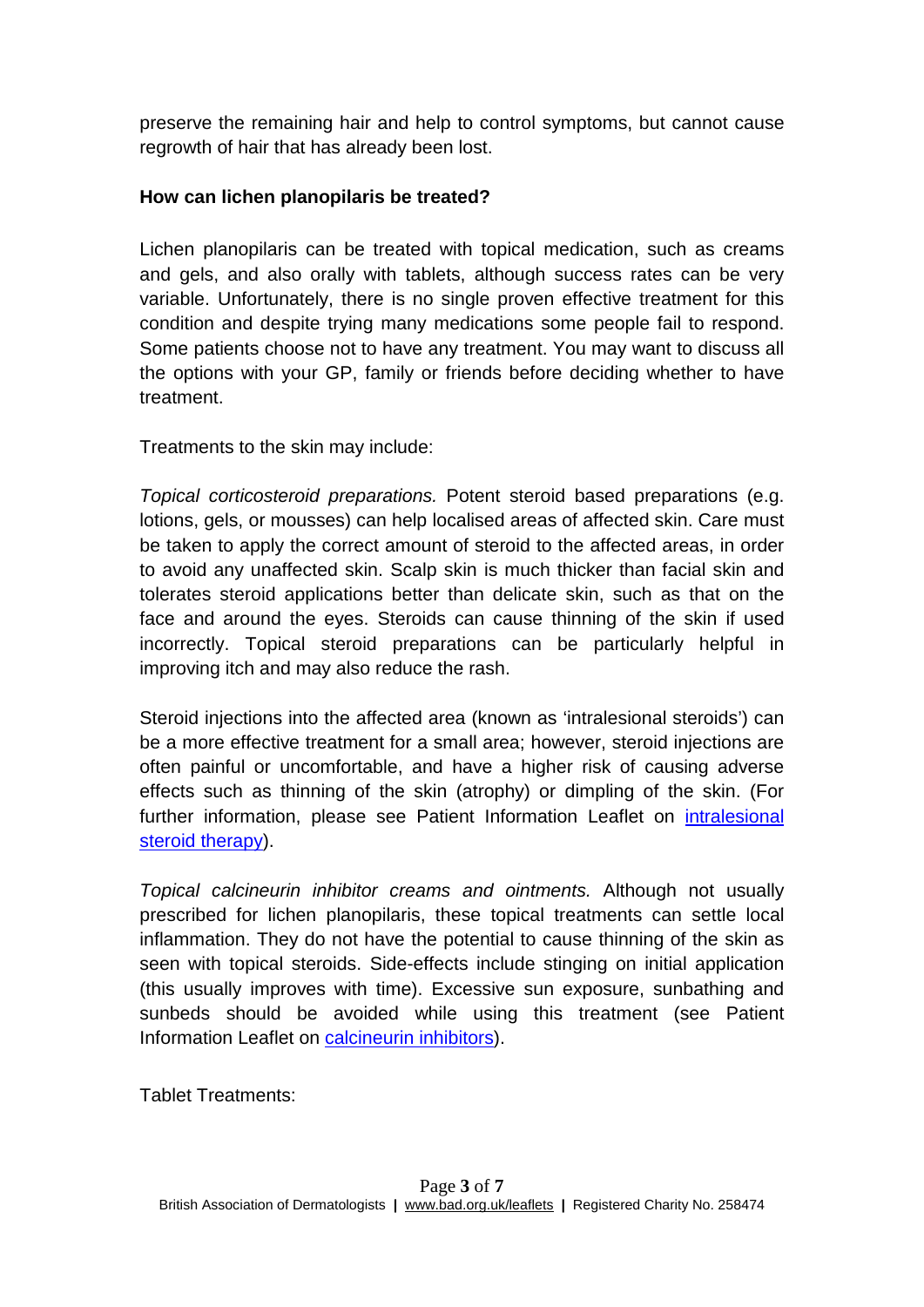preserve the remaining hair and help to control symptoms, but cannot cause regrowth of hair that has already been lost.

**How can lichen planopilaris be treated?**

Lichen planopilaris can be treated with topical medication, such as creams and gels, and also orally with tablets, although success rates can be very variable. Unfortunately, there is no single proven effective treatment for this condition and despite trying many medications some people fail to respond. Some patients choose not to have any treatment. You may want to discuss all the options with your GP, family or friends before deciding whether to have treatment.

Treatments to the skin may include:

*Topical corticosteroid preparations.* Potent steroid based preparations (e.g. lotions, gels, or mousses) can help localised areas of affected skin. Care must be taken to apply the correct amount of steroid to the affected areas, in order to avoid any unaffected skin. Scalp skin is much thicker than facial skin and tolerates steroid applications better than delicate skin, such as that on the face and around the eyes. Steroids can cause thinning of the skin if used incorrectly. Topical steroid preparations can be particularly helpful in improving itch and may also reduce the rash.

Steroid injections into the affected area (known as 'intralesional steroids') can be a more effective treatment for a small area; however, steroid injections are often painful or uncomfortable, and have a higher risk of causing adverse effects such as thinning of the skin (atrophy) or dimpling of the skin. (For further information, please see Patient Information Leaflet on intralesional steroid therapy).

*Topical calcineurin inhibitor creams and ointments.* Although not usually prescribed for lichen planopilaris, these topical treatments can settle local inflammation. They do not have the potential to cause thinning of the skin as seen with topical steroids. Side-effects include stinging on initial application (this usually improves with time). Excessive sun exposure, sunbathing and sunbeds should be avoided while using this treatment (see Patient Information Leaflet on calcineurin inhibitors).

Tablet Treatments: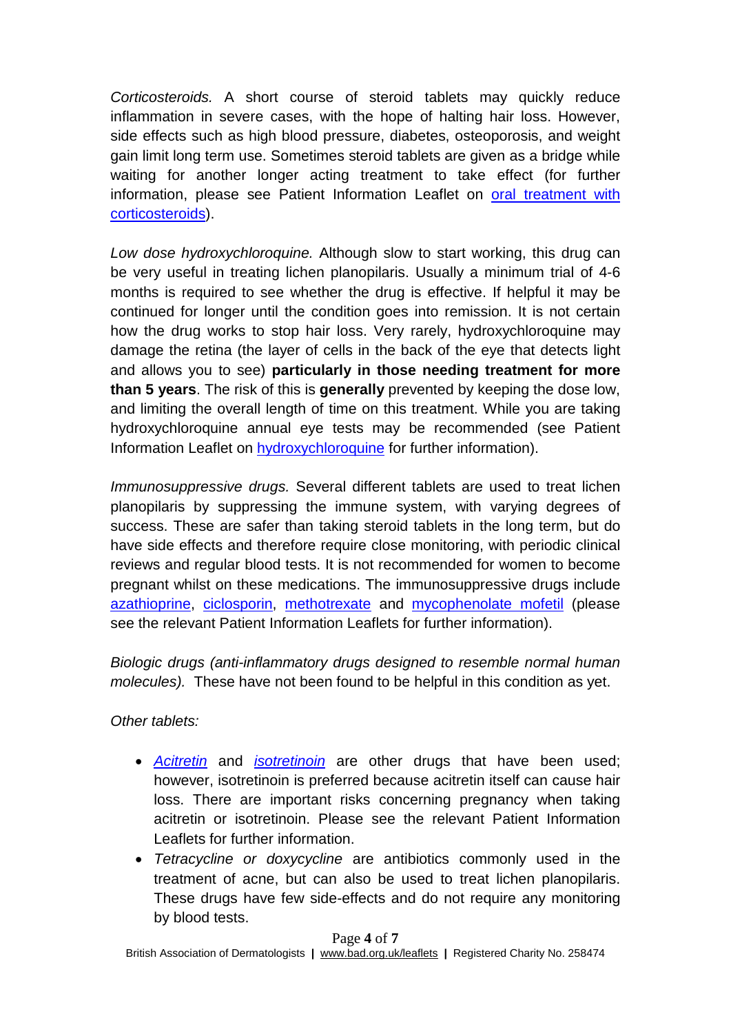*Corticosteroids.* A short course of steroid tablets may quickly reduce inflammation in severe cases, with the hope of halting hair loss. However, side effects such as high blood pressure, diabetes, osteoporosis, and weight gain limit long term use. Sometimes steroid tablets are given as a bridge while waiting for another longer acting treatment to take effect (for further information, please see Patient Information Leaflet on oral treatment with corticosteroids).

*Low dose hydroxychloroquine.* Although slow to start working, this drug can be very useful in treating lichen planopilaris. Usually a minimum trial of 4-6 months is required to see whether the drug is effective. If helpful it may be continued for longer until the condition goes into remission. It is not certain how the drug works to stop hair loss. Very rarely, hydroxychloroquine may damage the retina (the layer of cells in the back of the eye that detects light and allows you to see) **particularly in those needing treatment for more than 5 years**. The risk of this is **generally** prevented by keeping the dose low, and limiting the overall length of time on this treatment. While you are taking hydroxychloroquine annual eye tests may be recommended (see Patient Information Leaflet on hydroxychloroquine for further information).

*Immunosuppressive drugs.* Several different tablets are used to treat lichen planopilaris by suppressing the immune system, with varying degrees of success. These are safer than taking steroid tablets in the long term, but do have side effects and therefore require close monitoring, with periodic clinical reviews and regular blood tests. It is not recommended for women to become pregnant whilst on these medications. The immunosuppressive drugs include azathioprine, ciclosporin, methotrexate and mycophenolate mofetil (please see the relevant Patient Information Leaflets for further information).

*Biologic drugs (anti-inflammatory drugs designed to resemble normal human molecules).* These have not been found to be helpful in this condition as yet.

*Other tablets:*

- *Acitretin* and *isotretinoin* are other drugs that have been used; however, isotretinoin is preferred because acitretin itself can cause hair loss. There are important risks concerning pregnancy when taking acitretin or isotretinoin. Please see the relevant Patient Information Leaflets for further information.
- *Tetracycline or doxycycline* are antibiotics commonly used in the treatment of acne, but can also be used to treat lichen planopilaris. These drugs have few side-effects and do not require any monitoring by blood tests.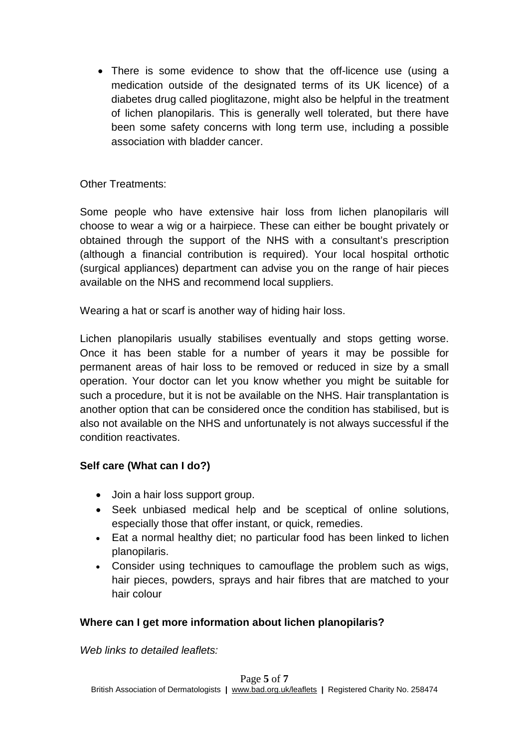- There is some evidence to show that the off-licence use (using a medication outside of the designated terms of its UK licence) of a diabetes drug called pioglitazone, might also be helpful in the treatment of lichen planopilaris. This is generally well tolerated, but there have been some safety concerns with long term use, including a possible association with bladder cancer.

Other Treatments:

Some people who have extensive hair loss from lichen planopilaris will choose to wear a wig or a hairpiece. These can either be bought privately or obtained through the support of the NHS with a consultant's prescription (although a financial contribution is required). Your local hospital orthotic (surgical appliances) department can advise you on the range of hair pieces available on the NHS and recommend local suppliers.

Wearing a hat or scarf is another way of hiding hair loss.

Lichen planopilaris usually stabilises eventually and stops getting worse. Once it has been stable for a number of years it may be possible for permanent areas of hair loss to be removed or reduced in size by a small operation. Your doctor can let you know whether you might be suitable for such a procedure, but it is not be available on the NHS. Hair transplantation is another option that can be considered once the condition has stabilised, but is also not available on the NHS and unfortunately is not always successful if the condition reactivates.

**Self care (What can I do?)**

- Join a hair loss support group.
- Seek unbiased medical help and be sceptical of online solutions, especially those that offer instant, or quick, remedies.
- Eat a normal healthy diet; no particular food has been linked to lichen planopilaris.
- Consider using techniques to camouflage the problem such as wigs, hair pieces, powders, sprays and hair fibres that are matched to your hair colour

**Where can I get more information about lichen planopilaris?**

*Web links to detailed leaflets:*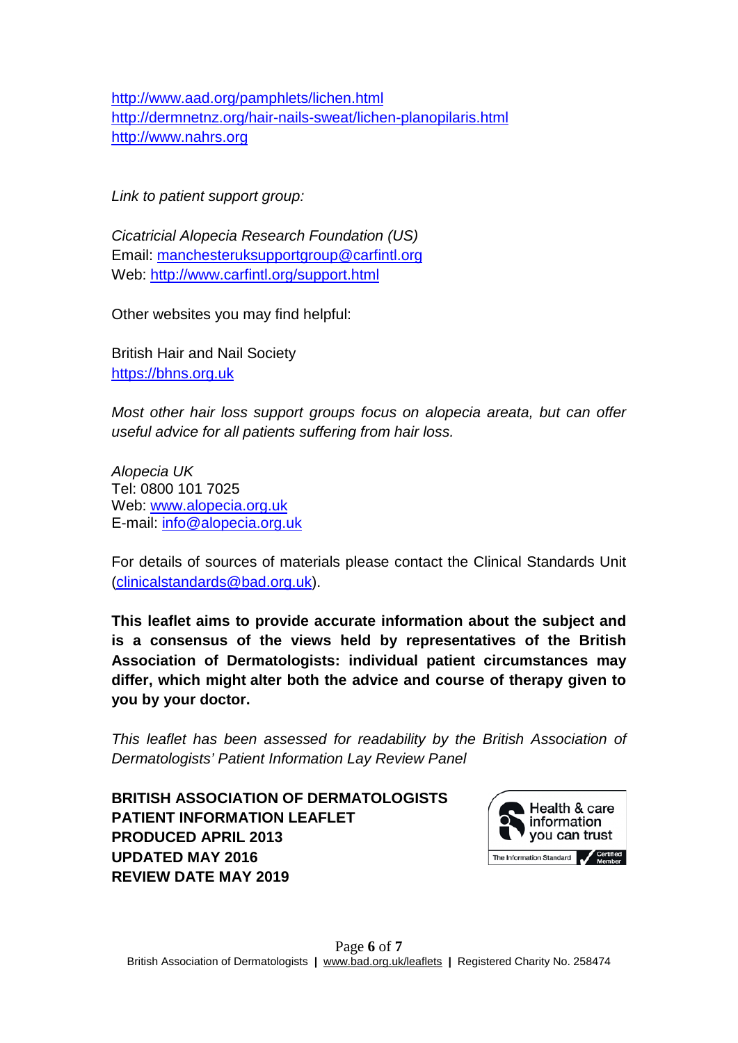http://www.aad.org/pamphlets/lichen.html
http://dermnetnz.org/hair-nails-sweat/lichen-planopilaris.html
http://www.nahrs.org

*Link to patient support group:*

*Cicatricial Alopecia Research Foundation (US)*
Email: manchesteruksupportgroup@carfintl.org
Web: http://www.carfintl.org/support.html

Other websites you may find helpful:

British Hair and Nail Society
https://bhns.org.uk

*Most other hair loss support groups focus on alopecia areata, but can offer useful advice for all patients suffering from hair loss.*

*Alopecia UK*
Tel: 0800 101 7025
Web: www.alopecia.org.uk
E-mail: info@alopecia.org.uk

For details of sources of materials please contact the Clinical Standards Unit (clinicalstandards@bad.org.uk).

**This leaflet aims to provide accurate information about the subject and is a consensus of the views held by representatives of the British Association of Dermatologists: individual patient circumstances may differ, which might alter both the advice and course of therapy given to you by your doctor.**

*This leaflet has been assessed for readability by the British Association of Dermatologists' Patient Information Lay Review Panel*

**BRITISH ASSOCIATION OF DERMATOLOGISTS**
**PATIENT INFORMATION LEAFLET**
**PRODUCED APRIL 2013**
**UPDATED MAY 2016**
**REVIEW DATE MAY 2019**

Health & care information you can trust
The Information Standard Certified Member